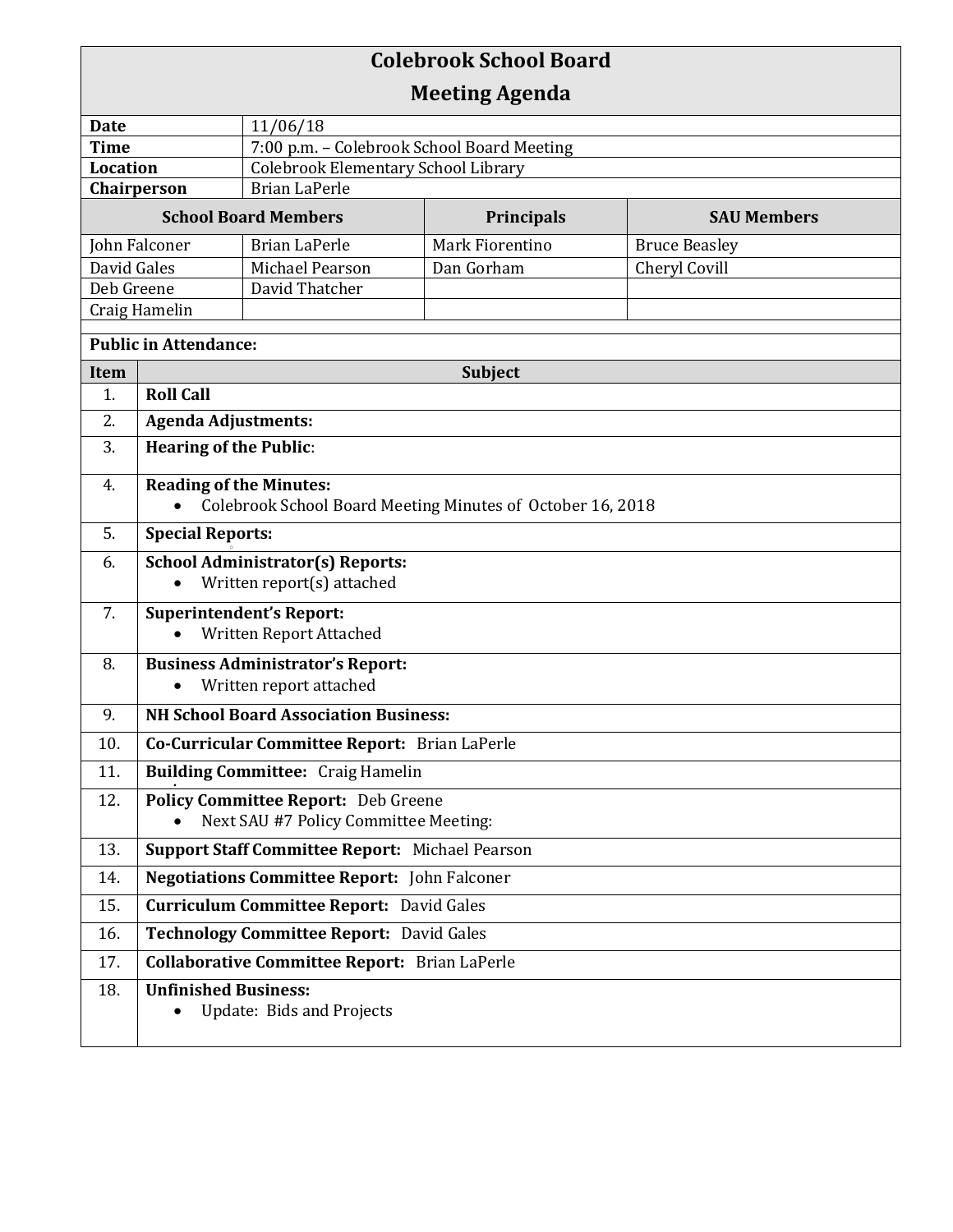# Colebrook School Board
## Meeting Agenda

| | |
|---|---|
| **Date** | 11/06/18 |
| **Time** | 7:00 p.m. – Colebrook School Board Meeting |
| **Location** | Colebrook Elementary School Library |
| **Chairperson** | Brian LaPerle |

| **School Board Members** | | **Principals** | **SAU Members** |
|---|---|---|---|
| John Falconer | Brian LaPerle | Mark Fiorentino | Bruce Beasley |
| David Gales | Michael Pearson | Dan Gorham | Cheryl Covill |
| Deb Greene | David Thatcher | | |
| Craig Hamelin | | | |

**Public in Attendance:**

| Item | Subject |
|---|---|
| 1. | **Roll Call** |
| 2. | **Agenda Adjustments:** |
| 3. | **Hearing of the Public**: |
| 4. | **Reading of the Minutes:** <br>• Colebrook School Board Meeting Minutes of October 16, 2018 |
| 5. | **Special Reports:** |
| 6. | **School Administrator(s) Reports:** <br>• Written report(s) attached |
| 7. | **Superintendent's Report:** <br>• Written Report Attached |
| 8. | **Business Administrator's Report:** <br>• Written report attached |
| 9. | **NH School Board Association Business:** |
| 10. | **Co-Curricular Committee Report:** Brian LaPerle |
| 11. | **Building Committee:** Craig Hamelin |
| 12. | **Policy Committee Report:** Deb Greene <br>• Next SAU #7 Policy Committee Meeting: |
| 13. | **Support Staff Committee Report:** Michael Pearson |
| 14. | **Negotiations Committee Report:** John Falconer |
| 15. | **Curriculum Committee Report:** David Gales |
| 16. | **Technology Committee Report:** David Gales |
| 17. | **Collaborative Committee Report:** Brian LaPerle |
| 18. | **Unfinished Business:** <br>• Update: Bids and Projects |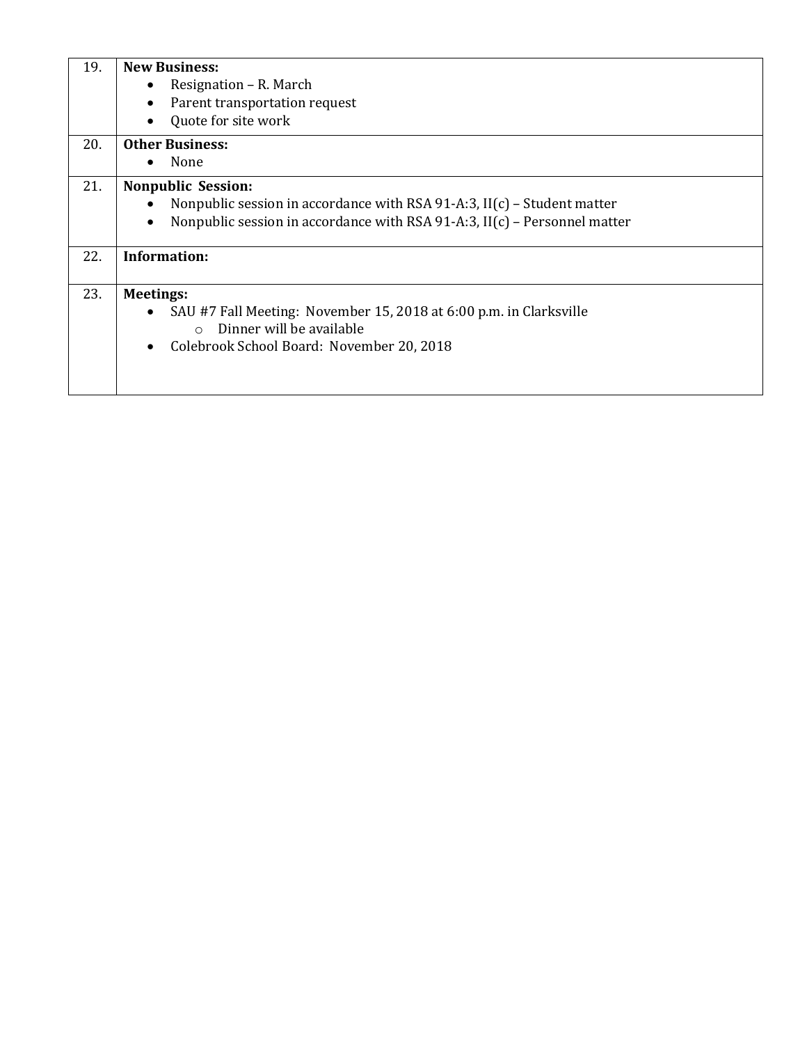| | |
|---|---|
| 19. | **New Business:**<br>• Resignation – R. March<br>• Parent transportation request<br>• Quote for site work |
| 20. | **Other Business:**<br>• None |
| 21. | **Nonpublic Session:**<br>• Nonpublic session in accordance with RSA 91-A:3, II(c) – Student matter<br>• Nonpublic session in accordance with RSA 91-A:3, II(c) – Personnel matter |
| 22. | **Information:** |
| 23. | **Meetings:**<br>• SAU #7 Fall Meeting: November 15, 2018 at 6:00 p.m. in Clarksville<br>&nbsp;&nbsp;&nbsp;&nbsp;o Dinner will be available<br>• Colebrook School Board: November 20, 2018 |